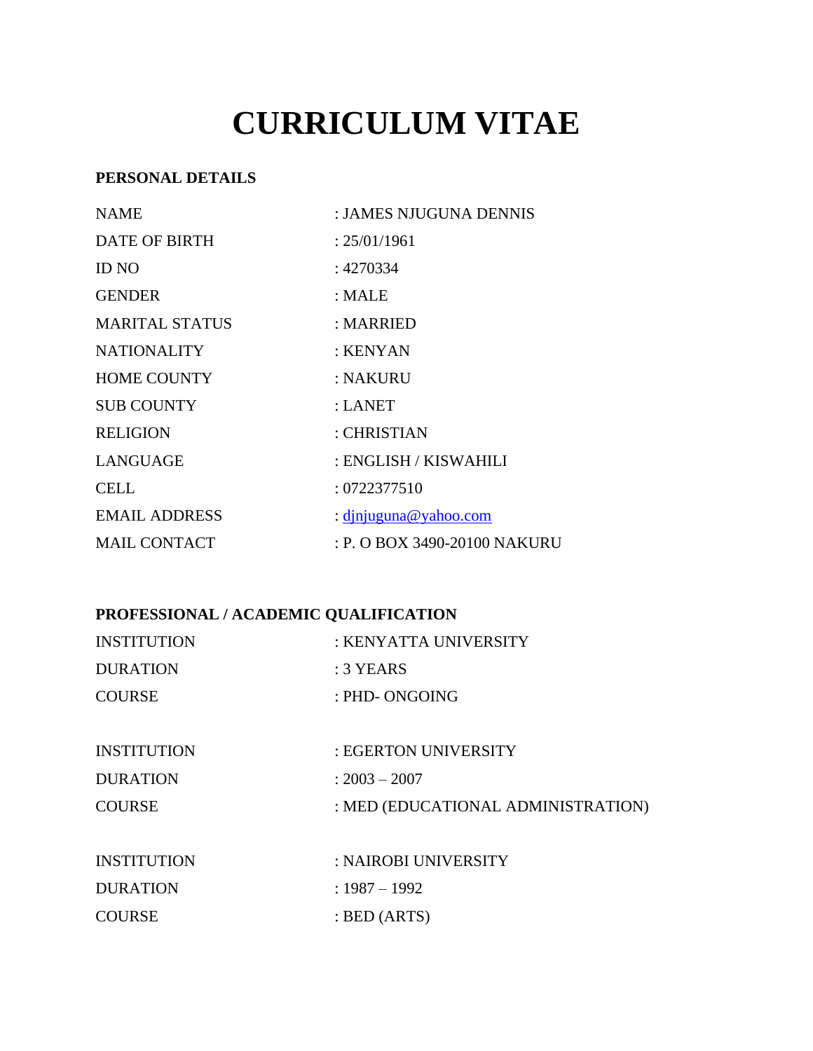# CURRICULUM VITAE

## PERSONAL DETAILS

| | |
|---|---|
| NAME | : JAMES NJUGUNA DENNIS |
| DATE OF BIRTH | : 25/01/1961 |
| ID NO | : 4270334 |
| GENDER | : MALE |
| MARITAL STATUS | : MARRIED |
| NATIONALITY | : KENYAN |
| HOME COUNTY | : NAKURU |
| SUB COUNTY | : LANET |
| RELIGION | : CHRISTIAN |
| LANGUAGE | : ENGLISH / KISWAHILI |
| CELL | : 0722377510 |
| EMAIL ADDRESS | : djnjuguna@yahoo.com |
| MAIL CONTACT | : P. O BOX 3490-20100 NAKURU |

## PROFESSIONAL / ACADEMIC QUALIFICATION

| | |
|---|---|
| INSTITUTION | : KENYATTA UNIVERSITY |
| DURATION | : 3 YEARS |
| COURSE | : PHD- ONGOING |

| | |
|---|---|
| INSTITUTION | : EGERTON UNIVERSITY |
| DURATION | : 2003 – 2007 |
| COURSE | : MED (EDUCATIONAL ADMINISTRATION) |

| | |
|---|---|
| INSTITUTION | : NAIROBI UNIVERSITY |
| DURATION | : 1987 – 1992 |
| COURSE | : BED (ARTS) |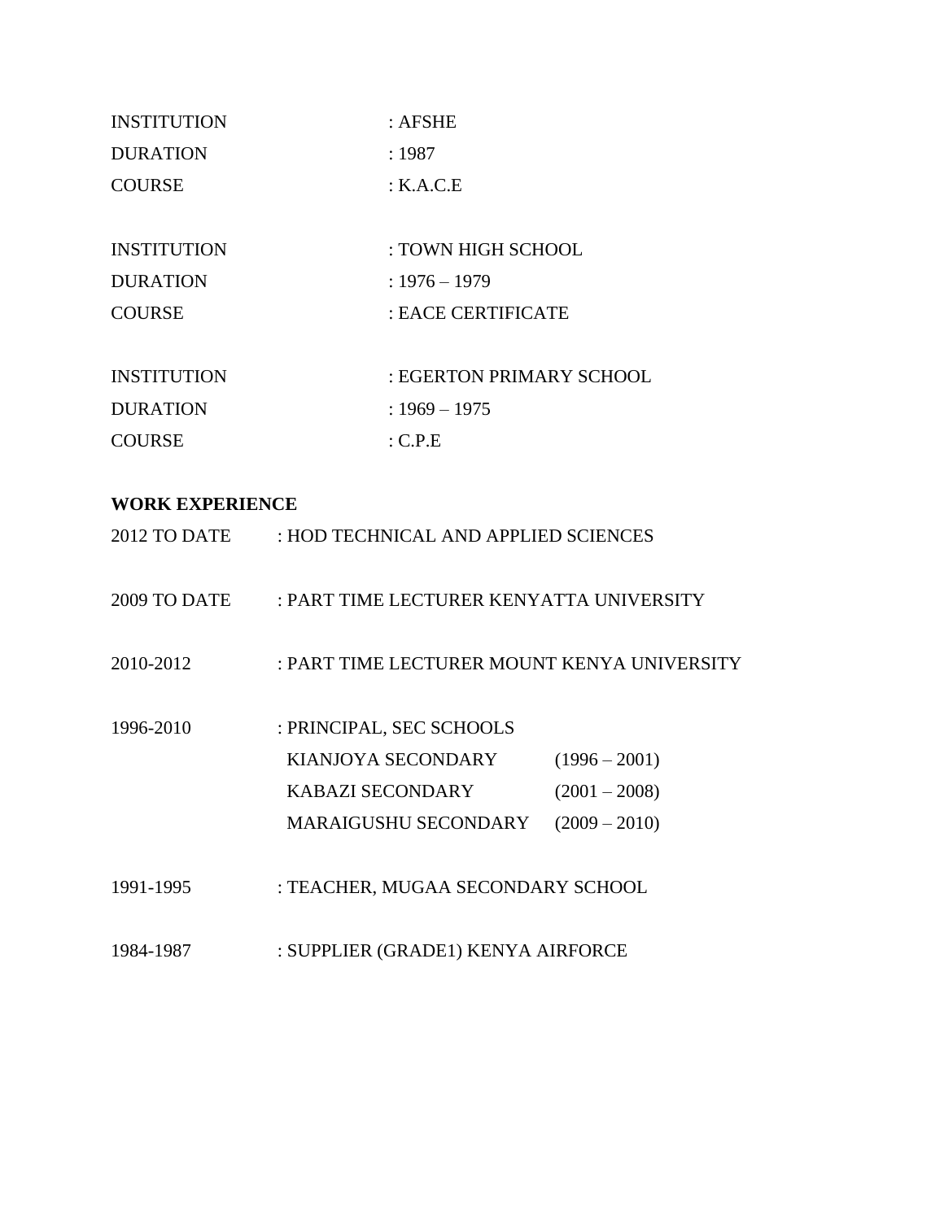INSTITUTION : AFSHE

DURATION : 1987

COURSE : K.A.C.E

INSTITUTION : TOWN HIGH SCHOOL

DURATION : 1976 – 1979

COURSE : EACE CERTIFICATE

INSTITUTION : EGERTON PRIMARY SCHOOL

DURATION : 1969 – 1975

COURSE : C.P.E

**WORK EXPERIENCE**

2012 TO DATE : HOD TECHNICAL AND APPLIED SCIENCES

2009 TO DATE : PART TIME LECTURER KENYATTA UNIVERSITY

2010-2012 : PART TIME LECTURER MOUNT KENYA UNIVERSITY

1996-2010 : PRINCIPAL, SEC SCHOOLS

- KIANJOYA SECONDARY (1996 – 2001)
- KABAZI SECONDARY (2001 – 2008)
- MARAIGUSHU SECONDARY (2009 – 2010)

1991-1995 : TEACHER, MUGAA SECONDARY SCHOOL

1984-1987 : SUPPLIER (GRADE1) KENYA AIRFORCE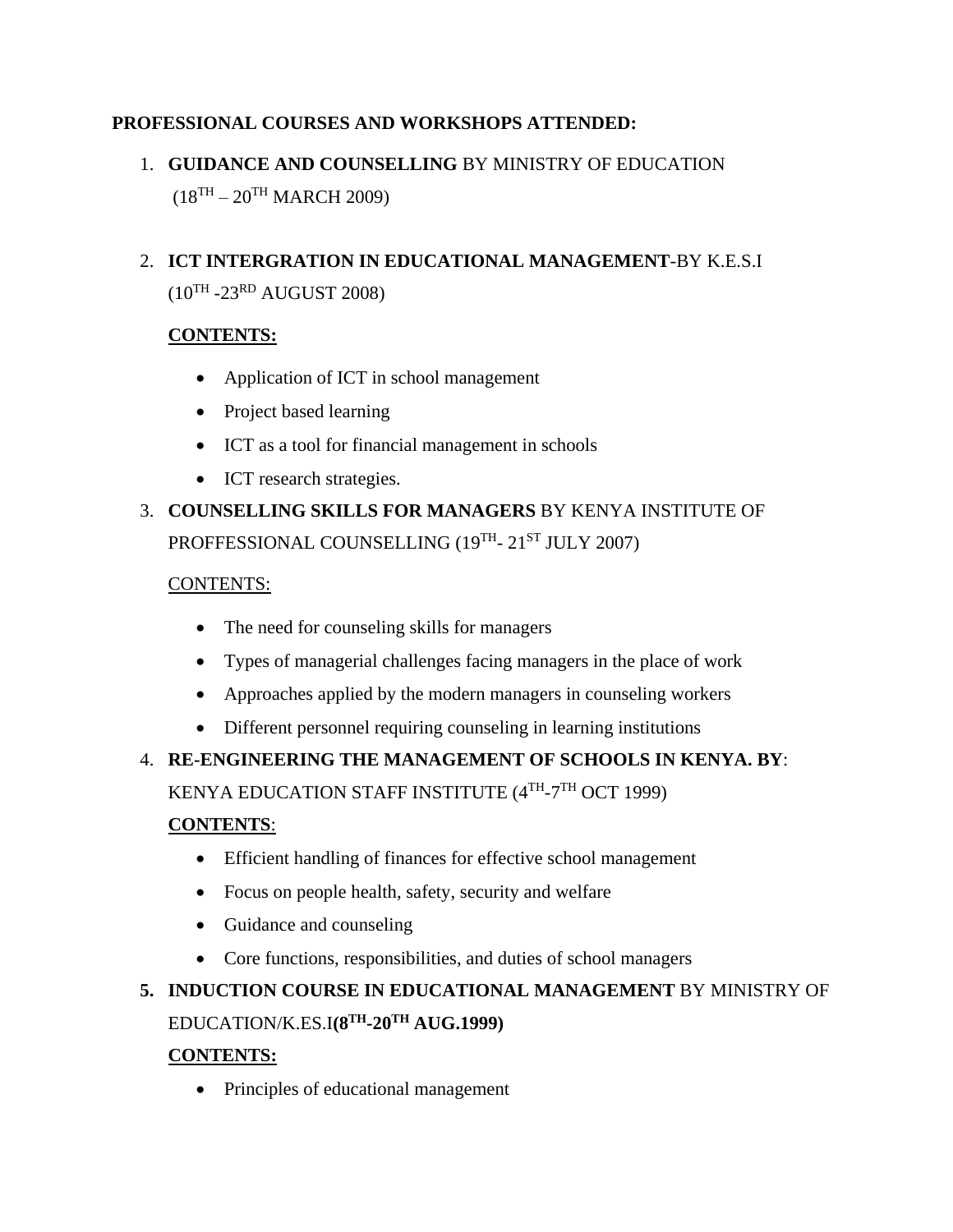**PROFESSIONAL COURSES AND WORKSHOPS ATTENDED:**

1. **GUIDANCE AND COUNSELLING** BY MINISTRY OF EDUCATION
   (18$^{TH}$ – 20$^{TH}$ MARCH 2009)

2. **ICT INTERGRATION IN EDUCATIONAL MANAGEMENT**-BY K.E.S.I
   (10$^{TH}$ -23$^{RD}$ AUGUST 2008)

   **CONTENTS:**

   - Application of ICT in school management
   - Project based learning
   - ICT as a tool for financial management in schools
   - ICT research strategies.

3. **COUNSELLING SKILLS FOR MANAGERS** BY KENYA INSTITUTE OF PROFFESSIONAL COUNSELLING (19$^{TH}$- 21$^{ST}$ JULY 2007)

   CONTENTS:

   - The need for counseling skills for managers
   - Types of managerial challenges facing managers in the place of work
   - Approaches applied by the modern managers in counseling workers
   - Different personnel requiring counseling in learning institutions

4. **RE-ENGINEERING THE MANAGEMENT OF SCHOOLS IN KENYA. BY**: KENYA EDUCATION STAFF INSTITUTE (4$^{TH}$-7$^{TH}$ OCT 1999)

   **CONTENTS**:

   - Efficient handling of finances for effective school management
   - Focus on people health, safety, security and welfare
   - Guidance and counseling
   - Core functions, responsibilities, and duties of school managers

5. **INDUCTION COURSE IN EDUCATIONAL MANAGEMENT** BY MINISTRY OF EDUCATION/K.ES.I**(8$^{TH}$-20$^{TH}$ AUG.1999)**

   **CONTENTS:**

   - Principles of educational management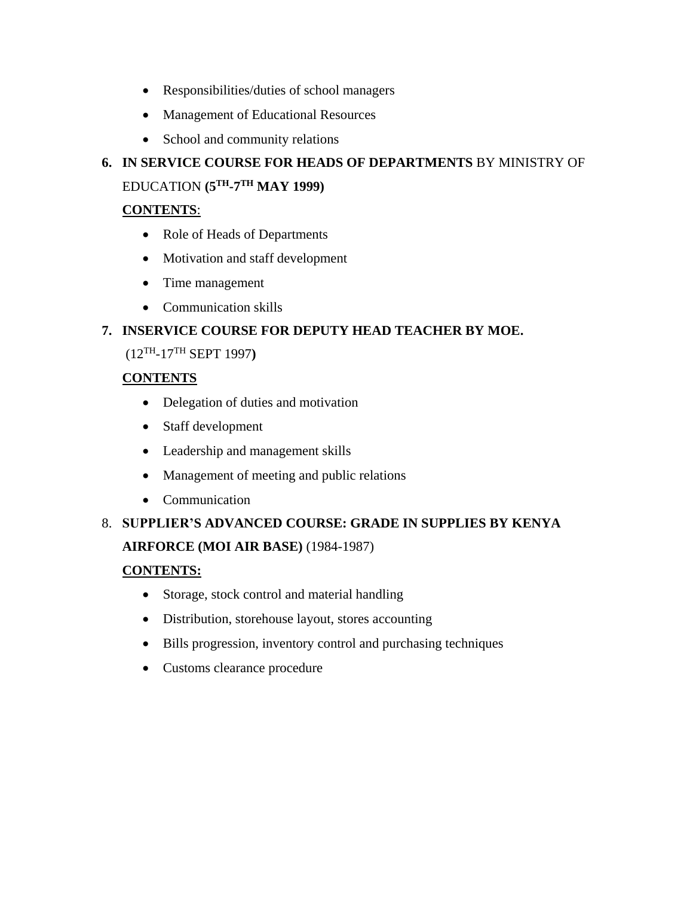- Responsibilities/duties of school managers
- Management of Educational Resources
- School and community relations

6. **IN SERVICE COURSE FOR HEADS OF DEPARTMENTS** BY MINISTRY OF EDUCATION **(5$^{TH}$-7$^{TH}$ MAY 1999)**

   **CONTENTS**:

   - Role of Heads of Departments
   - Motivation and staff development
   - Time management
   - Communication skills

7. **INSERVICE COURSE FOR DEPUTY HEAD TEACHER BY MOE.**
   (12$^{TH}$-17$^{TH}$ SEPT 1997**)**

   **CONTENTS**

   - Delegation of duties and motivation
   - Staff development
   - Leadership and management skills
   - Management of meeting and public relations
   - Communication

8. **SUPPLIER'S ADVANCED COURSE: GRADE IN SUPPLIES BY KENYA AIRFORCE (MOI AIR BASE)** (1984-1987)

   **CONTENTS:**

   - Storage, stock control and material handling
   - Distribution, storehouse layout, stores accounting
   - Bills progression, inventory control and purchasing techniques
   - Customs clearance procedure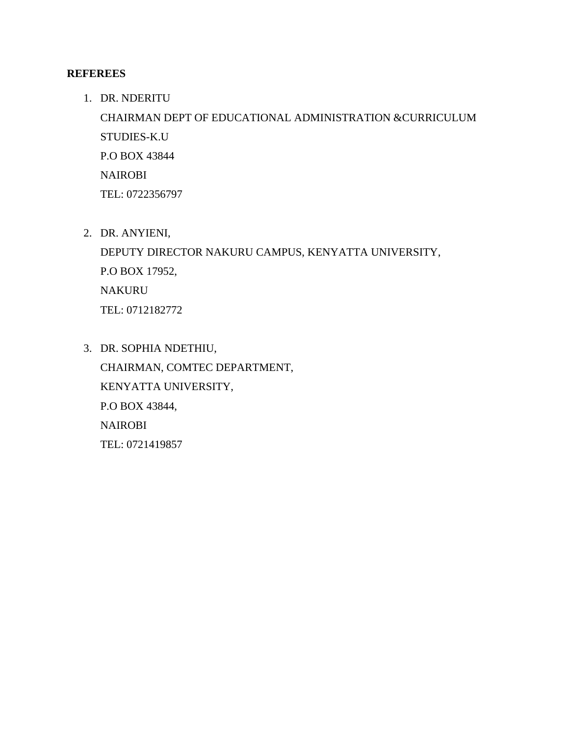**REFEREES**

1. DR. NDERITU
   CHAIRMAN DEPT OF EDUCATIONAL ADMINISTRATION &CURRICULUM STUDIES-K.U
   P.O BOX 43844
   NAIROBI
   TEL: 0722356797

2. DR. ANYIENI,
   DEPUTY DIRECTOR NAKURU CAMPUS, KENYATTA UNIVERSITY,
   P.O BOX 17952,
   NAKURU
   TEL: 0712182772

3. DR. SOPHIA NDETHIU,
   CHAIRMAN, COMTEC DEPARTMENT,
   KENYATTA UNIVERSITY,
   P.O BOX 43844,
   NAIROBI
   TEL: 0721419857